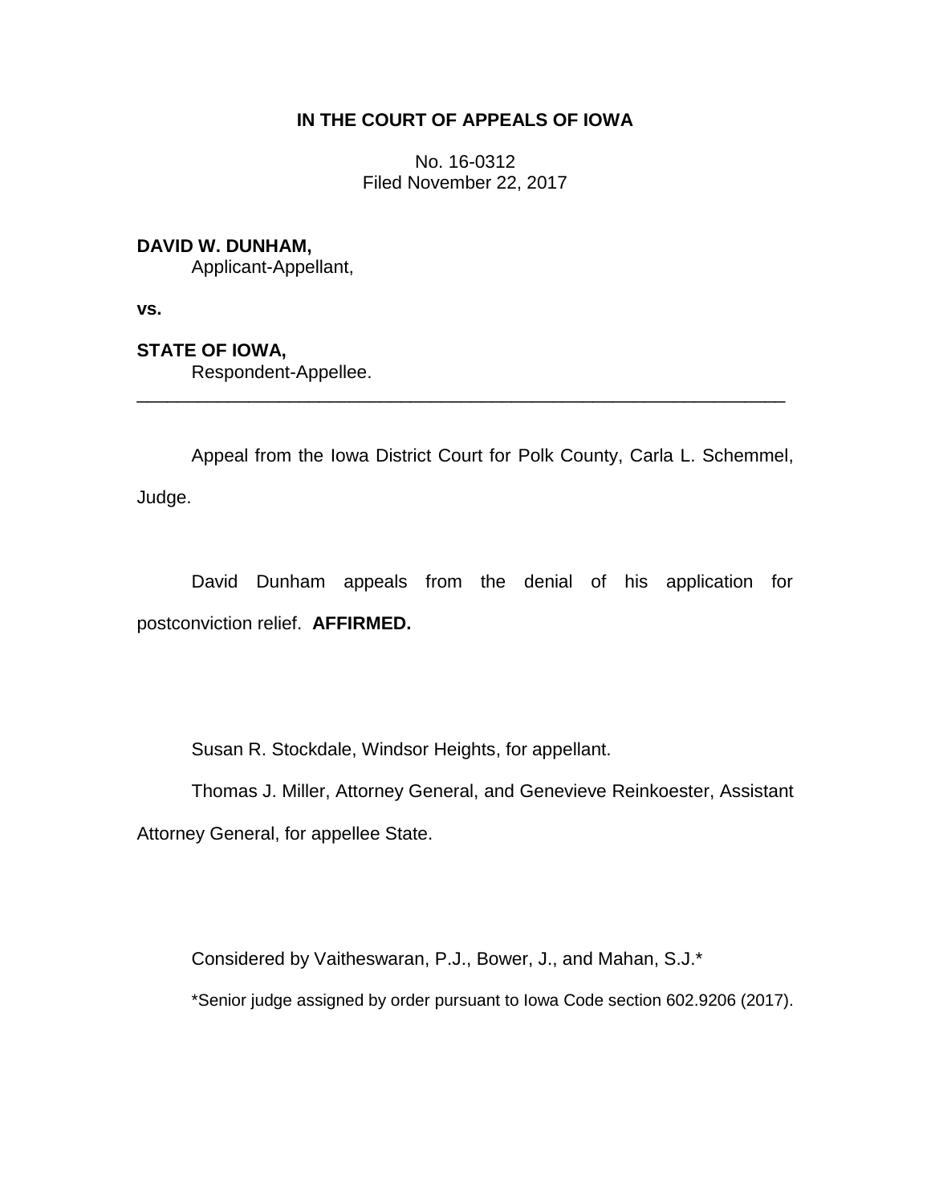**IN THE COURT OF APPEALS OF IOWA**

No. 16-0312
Filed November 22, 2017

**DAVID W. DUNHAM,**
Applicant-Appellant,

**vs.**

**STATE OF IOWA,**
Respondent-Appellee.

---

Appeal from the Iowa District Court for Polk County, Carla L. Schemmel, Judge.

David Dunham appeals from the denial of his application for postconviction relief. **AFFIRMED.**

Susan R. Stockdale, Windsor Heights, for appellant.

Thomas J. Miller, Attorney General, and Genevieve Reinkoester, Assistant Attorney General, for appellee State.

Considered by Vaitheswaran, P.J., Bower, J., and Mahan, S.J.*

*Senior judge assigned by order pursuant to Iowa Code section 602.9206 (2017).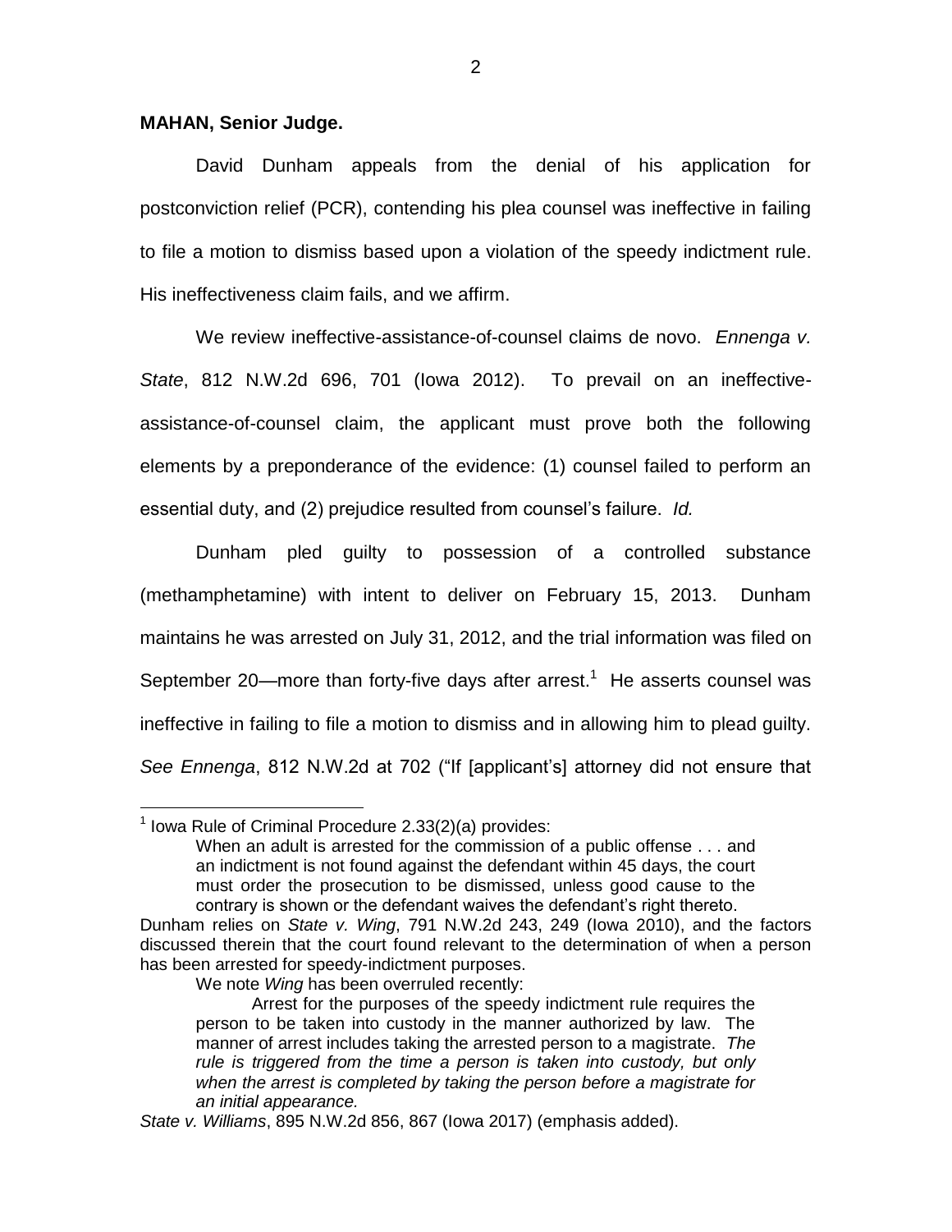**MAHAN, Senior Judge.**

David Dunham appeals from the denial of his application for postconviction relief (PCR), contending his plea counsel was ineffective in failing to file a motion to dismiss based upon a violation of the speedy indictment rule. His ineffectiveness claim fails, and we affirm.

We review ineffective-assistance-of-counsel claims de novo. *Ennenga v. State*, 812 N.W.2d 696, 701 (Iowa 2012). To prevail on an ineffective-assistance-of-counsel claim, the applicant must prove both the following elements by a preponderance of the evidence: (1) counsel failed to perform an essential duty, and (2) prejudice resulted from counsel's failure. *Id.*

Dunham pled guilty to possession of a controlled substance (methamphetamine) with intent to deliver on February 15, 2013. Dunham maintains he was arrested on July 31, 2012, and the trial information was filed on September 20—more than forty-five days after arrest.[1] He asserts counsel was ineffective in failing to file a motion to dismiss and in allowing him to plead guilty. *See Ennenga*, 812 N.W.2d at 702 ("If [applicant's] attorney did not ensure that

---

[1] Iowa Rule of Criminal Procedure 2.33(2)(a) provides:

> When an adult is arrested for the commission of a public offense . . . and an indictment is not found against the defendant within 45 days, the court must order the prosecution to be dismissed, unless good cause to the contrary is shown or the defendant waives the defendant's right thereto.

Dunham relies on *State v. Wing*, 791 N.W.2d 243, 249 (Iowa 2010), and the factors discussed therein that the court found relevant to the determination of when a person has been arrested for speedy-indictment purposes.

We note *Wing* has been overruled recently:

> Arrest for the purposes of the speedy indictment rule requires the person to be taken into custody in the manner authorized by law. The manner of arrest includes taking the arrested person to a magistrate. *The rule is triggered from the time a person is taken into custody, but only when the arrest is completed by taking the person before a magistrate for an initial appearance.*

*State v. Williams*, 895 N.W.2d 856, 867 (Iowa 2017) (emphasis added).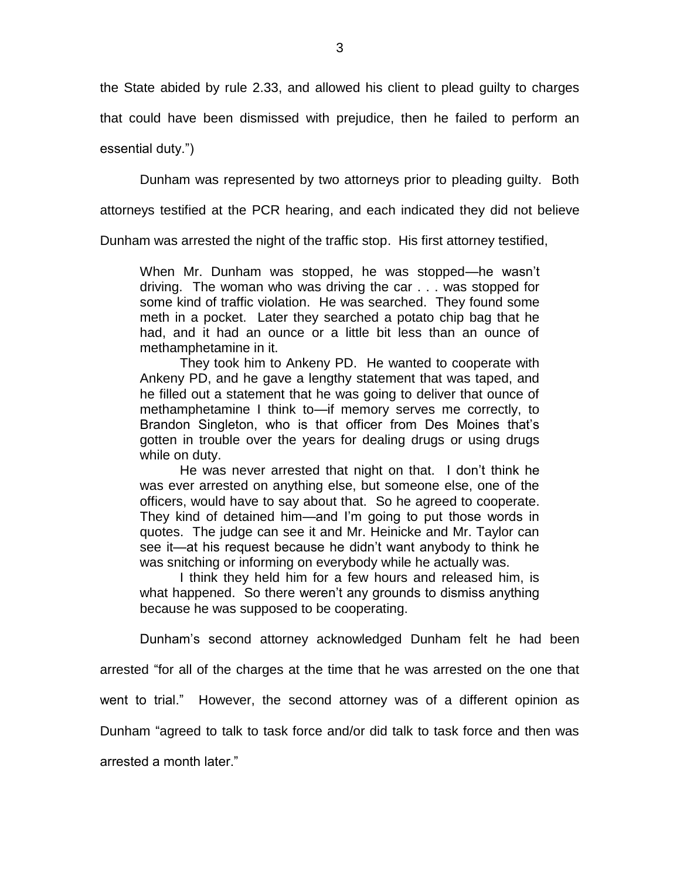the State abided by rule 2.33, and allowed his client to plead guilty to charges that could have been dismissed with prejudice, then he failed to perform an essential duty.")

Dunham was represented by two attorneys prior to pleading guilty. Both attorneys testified at the PCR hearing, and each indicated they did not believe Dunham was arrested the night of the traffic stop. His first attorney testified,

> When Mr. Dunham was stopped, he was stopped—he wasn't driving. The woman who was driving the car . . . was stopped for some kind of traffic violation. He was searched. They found some meth in a pocket. Later they searched a potato chip bag that he had, and it had an ounce or a little bit less than an ounce of methamphetamine in it.
>
> They took him to Ankeny PD. He wanted to cooperate with Ankeny PD, and he gave a lengthy statement that was taped, and he filled out a statement that he was going to deliver that ounce of methamphetamine I think to—if memory serves me correctly, to Brandon Singleton, who is that officer from Des Moines that's gotten in trouble over the years for dealing drugs or using drugs while on duty.
>
> He was never arrested that night on that. I don't think he was ever arrested on anything else, but someone else, one of the officers, would have to say about that. So he agreed to cooperate. They kind of detained him—and I'm going to put those words in quotes. The judge can see it and Mr. Heinicke and Mr. Taylor can see it—at his request because he didn't want anybody to think he was snitching or informing on everybody while he actually was.
>
> I think they held him for a few hours and released him, is what happened. So there weren't any grounds to dismiss anything because he was supposed to be cooperating.

Dunham's second attorney acknowledged Dunham felt he had been arrested "for all of the charges at the time that he was arrested on the one that went to trial." However, the second attorney was of a different opinion as Dunham "agreed to talk to task force and/or did talk to task force and then was arrested a month later."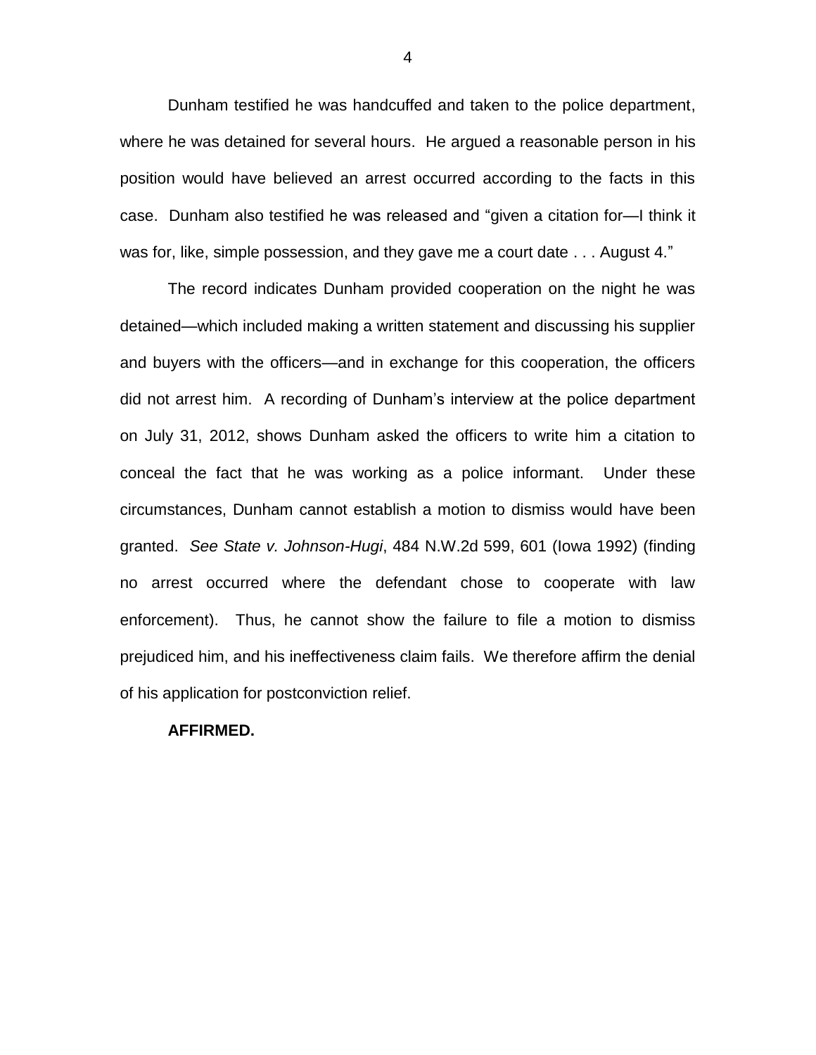Dunham testified he was handcuffed and taken to the police department, where he was detained for several hours. He argued a reasonable person in his position would have believed an arrest occurred according to the facts in this case. Dunham also testified he was released and "given a citation for—I think it was for, like, simple possession, and they gave me a court date . . . August 4."

The record indicates Dunham provided cooperation on the night he was detained—which included making a written statement and discussing his supplier and buyers with the officers—and in exchange for this cooperation, the officers did not arrest him. A recording of Dunham's interview at the police department on July 31, 2012, shows Dunham asked the officers to write him a citation to conceal the fact that he was working as a police informant. Under these circumstances, Dunham cannot establish a motion to dismiss would have been granted. *See State v. Johnson-Hugi*, 484 N.W.2d 599, 601 (Iowa 1992) (finding no arrest occurred where the defendant chose to cooperate with law enforcement). Thus, he cannot show the failure to file a motion to dismiss prejudiced him, and his ineffectiveness claim fails. We therefore affirm the denial of his application for postconviction relief.

**AFFIRMED.**